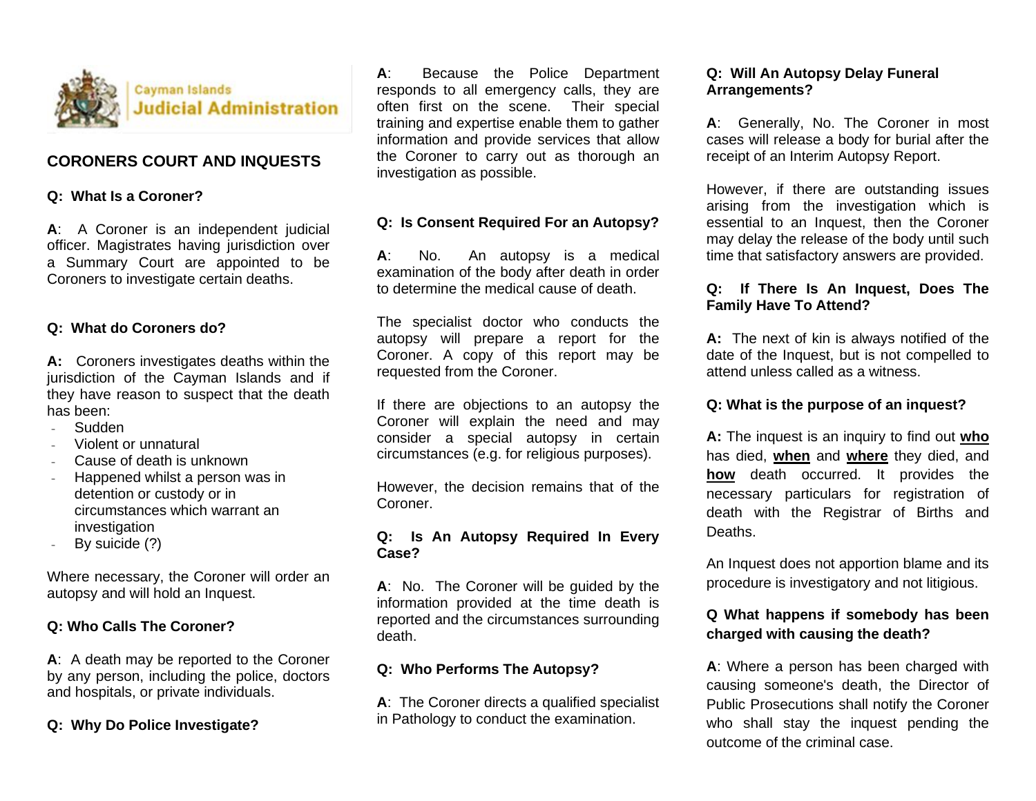Cayman Islands
Judicial Administration

## CORONERS COURT AND INQUESTS

**Q: What Is a Coroner?**

**A**: A Coroner is an independent judicial officer. Magistrates having jurisdiction over a Summary Court are appointed to be Coroners to investigate certain deaths.

**Q: What do Coroners do?**

**A:** Coroners investigates deaths within the jurisdiction of the Cayman Islands and if they have reason to suspect that the death has been:

- Sudden
- Violent or unnatural
- Cause of death is unknown
- Happened whilst a person was in detention or custody or in circumstances which warrant an investigation
- By suicide (?)

Where necessary, the Coroner will order an autopsy and will hold an Inquest.

**Q: Who Calls The Coroner?**

**A**: A death may be reported to the Coroner by any person, including the police, doctors and hospitals, or private individuals.

**Q: Why Do Police Investigate?**

**A**: Because the Police Department responds to all emergency calls, they are often first on the scene. Their special training and expertise enable them to gather information and provide services that allow the Coroner to carry out as thorough an investigation as possible.

**Q: Is Consent Required For an Autopsy?**

**A**: No. An autopsy is a medical examination of the body after death in order to determine the medical cause of death.

The specialist doctor who conducts the autopsy will prepare a report for the Coroner. A copy of this report may be requested from the Coroner.

If there are objections to an autopsy the Coroner will explain the need and may consider a special autopsy in certain circumstances (e.g. for religious purposes).

However, the decision remains that of the Coroner.

**Q: Is An Autopsy Required In Every Case?**

**A**: No. The Coroner will be guided by the information provided at the time death is reported and the circumstances surrounding death.

**Q: Who Performs The Autopsy?**

**A**: The Coroner directs a qualified specialist in Pathology to conduct the examination.

**Q: Will An Autopsy Delay Funeral Arrangements?**

**A**: Generally, No. The Coroner in most cases will release a body for burial after the receipt of an Interim Autopsy Report.

However, if there are outstanding issues arising from the investigation which is essential to an Inquest, then the Coroner may delay the release of the body until such time that satisfactory answers are provided.

**Q: If There Is An Inquest, Does The Family Have To Attend?**

**A:** The next of kin is always notified of the date of the Inquest, but is not compelled to attend unless called as a witness.

**Q: What is the purpose of an inquest?**

**A:** The inquest is an inquiry to find out **who** has died, **when** and **where** they died, and **how** death occurred. It provides the necessary particulars for registration of death with the Registrar of Births and Deaths.

An Inquest does not apportion blame and its procedure is investigatory and not litigious.

**Q What happens if somebody has been charged with causing the death?**

**A**: Where a person has been charged with causing someone's death, the Director of Public Prosecutions shall notify the Coroner who shall stay the inquest pending the outcome of the criminal case.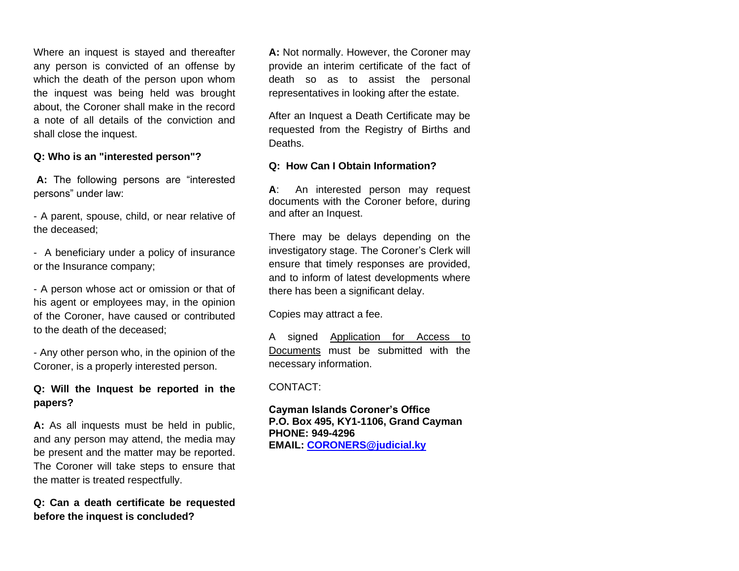Where an inquest is stayed and thereafter any person is convicted of an offense by which the death of the person upon whom the inquest was being held was brought about, the Coroner shall make in the record a note of all details of the conviction and shall close the inquest.

**Q: Who is an "interested person"?**

**A:** The following persons are "interested persons" under law:

- A parent, spouse, child, or near relative of the deceased;

- A beneficiary under a policy of insurance or the Insurance company;

- A person whose act or omission or that of his agent or employees may, in the opinion of the Coroner, have caused or contributed to the death of the deceased;

- Any other person who, in the opinion of the Coroner, is a properly interested person.

**Q: Will the Inquest be reported in the papers?**

**A:** As all inquests must be held in public, and any person may attend, the media may be present and the matter may be reported. The Coroner will take steps to ensure that the matter is treated respectfully.

**Q: Can a death certificate be requested before the inquest is concluded?**

**A:** Not normally. However, the Coroner may provide an interim certificate of the fact of death so as to assist the personal representatives in looking after the estate.

After an Inquest a Death Certificate may be requested from the Registry of Births and Deaths.

**Q: How Can I Obtain Information?**

**A**: An interested person may request documents with the Coroner before, during and after an Inquest.

There may be delays depending on the investigatory stage. The Coroner's Clerk will ensure that timely responses are provided, and to inform of latest developments where there has been a significant delay.

Copies may attract a fee.

A signed Application for Access to Documents must be submitted with the necessary information.

CONTACT:

**Cayman Islands Coroner's Office**
**P.O. Box 495, KY1-1106, Grand Cayman**
**PHONE: 949-4296**
**EMAIL: CORONERS@judicial.ky**